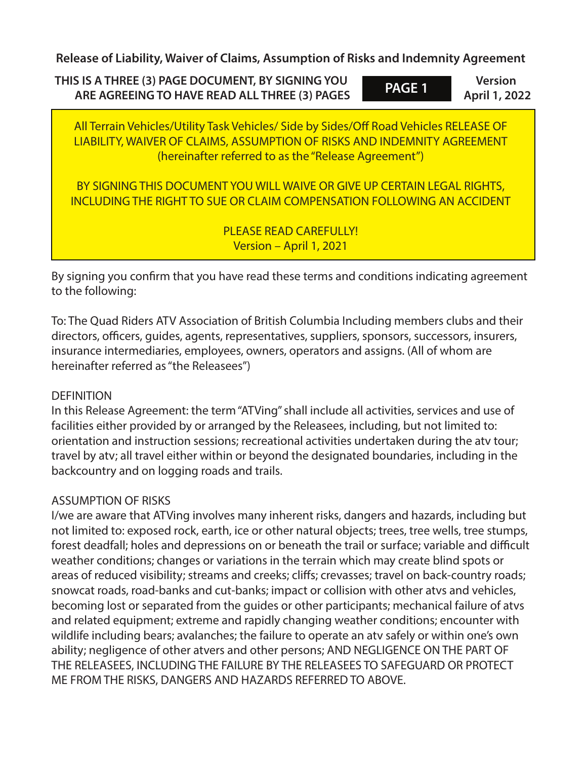**Release of Liability, Waiver of Claims, Assumption of Risks and Indemnity Agreement**

**THIS IS A THREE (3) PAGE DOCUMENT, BY SIGNING YOU ARE AGREEING TO HAVE READ ALL THREE (3) PAGES** | **PAGE 1** | **Version April 1, 2022**

All Terrain Vehicles/Utility Task Vehicles/ Side by Sides/Off Road Vehicles RELEASE OF LIABILITY, WAIVER OF CLAIMS, ASSUMPTION OF RISKS AND INDEMNITY AGREEMENT (hereinafter referred to as the "Release Agreement")

BY SIGNING THIS DOCUMENT YOU WILL WAIVE OR GIVE UP CERTAIN LEGAL RIGHTS, INCLUDING THE RIGHT TO SUE OR CLAIM COMPENSATION FOLLOWING AN ACCIDENT

PLEASE READ CAREFULLY!
Version – April 1, 2021

By signing you confirm that you have read these terms and conditions indicating agreement to the following:

To: The Quad Riders ATV Association of British Columbia Including members clubs and their directors, officers, guides, agents, representatives, suppliers, sponsors, successors, insurers, insurance intermediaries, employees, owners, operators and assigns. (All of whom are hereinafter referred as "the Releasees")

DEFINITION
In this Release Agreement: the term "ATVing" shall include all activities, services and use of facilities either provided by or arranged by the Releasees, including, but not limited to: orientation and instruction sessions; recreational activities undertaken during the atv tour; travel by atv; all travel either within or beyond the designated boundaries, including in the backcountry and on logging roads and trails.

ASSUMPTION OF RISKS
I/we are aware that ATVing involves many inherent risks, dangers and hazards, including but not limited to: exposed rock, earth, ice or other natural objects; trees, tree wells, tree stumps, forest deadfall; holes and depressions on or beneath the trail or surface; variable and difficult weather conditions; changes or variations in the terrain which may create blind spots or areas of reduced visibility; streams and creeks; cliffs; crevasses; travel on back-country roads; snowcat roads, road-banks and cut-banks; impact or collision with other atvs and vehicles, becoming lost or separated from the guides or other participants; mechanical failure of atvs and related equipment; extreme and rapidly changing weather conditions; encounter with wildlife including bears; avalanches; the failure to operate an atv safely or within one's own ability; negligence of other atvers and other persons; AND NEGLIGENCE ON THE PART OF THE RELEASEES, INCLUDING THE FAILURE BY THE RELEASEES TO SAFEGUARD OR PROTECT ME FROM THE RISKS, DANGERS AND HAZARDS REFERRED TO ABOVE.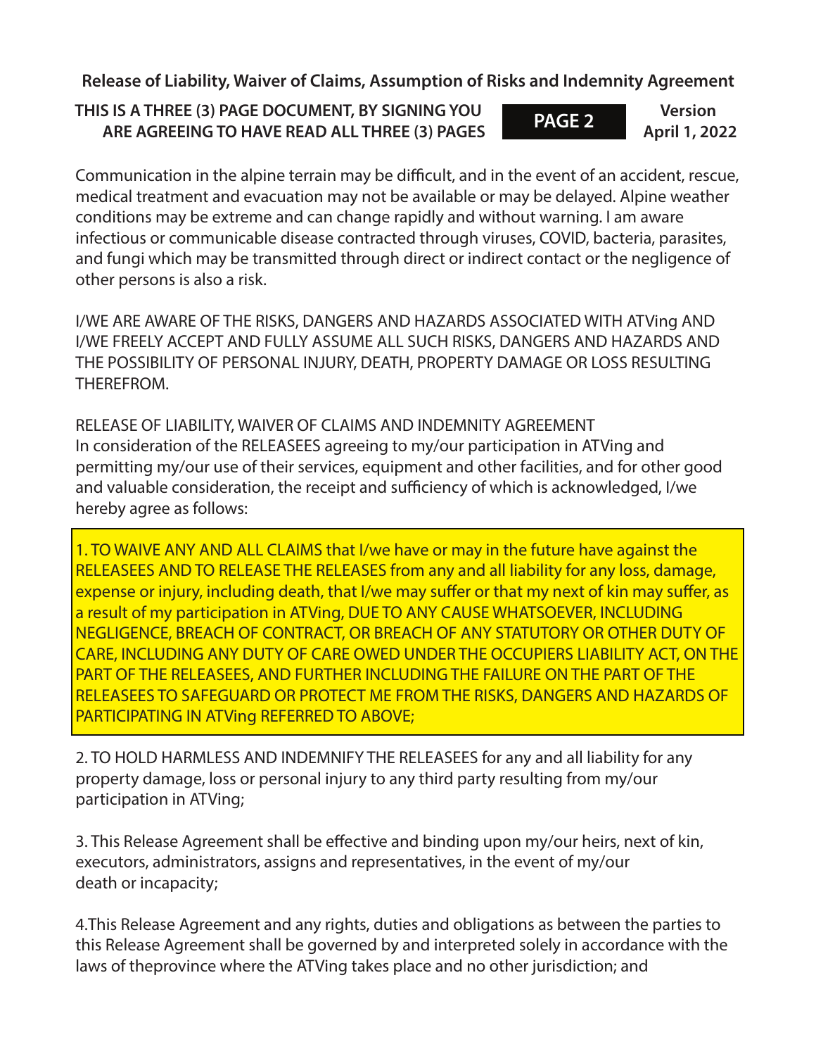Communication in the alpine terrain may be difficult, and in the event of an accident, rescue, medical treatment and evacuation may not be available or may be delayed. Alpine weather conditions may be extreme and can change rapidly and without warning. I am aware infectious or communicable disease contracted through viruses, COVID, bacteria, parasites, and fungi which may be transmitted through direct or indirect contact or the negligence of other persons is also a risk.

I/WE ARE AWARE OF THE RISKS, DANGERS AND HAZARDS ASSOCIATED WITH ATVing AND I/WE FREELY ACCEPT AND FULLY ASSUME ALL SUCH RISKS, DANGERS AND HAZARDS AND THE POSSIBILITY OF PERSONAL INJURY, DEATH, PROPERTY DAMAGE OR LOSS RESULTING THEREFROM.

RELEASE OF LIABILITY, WAIVER OF CLAIMS AND INDEMNITY AGREEMENT
In consideration of the RELEASEES agreeing to my/our participation in ATVing and permitting my/our use of their services, equipment and other facilities, and for other good and valuable consideration, the receipt and sufficiency of which is acknowledged, I/we hereby agree as follows:

1. TO WAIVE ANY AND ALL CLAIMS that I/we have or may in the future have against the RELEASEES AND TO RELEASE THE RELEASES from any and all liability for any loss, damage, expense or injury, including death, that I/we may suffer or that my next of kin may suffer, as a result of my participation in ATVing, DUE TO ANY CAUSE WHATSOEVER, INCLUDING NEGLIGENCE, BREACH OF CONTRACT, OR BREACH OF ANY STATUTORY OR OTHER DUTY OF CARE, INCLUDING ANY DUTY OF CARE OWED UNDER THE OCCUPIERS LIABILITY ACT, ON THE PART OF THE RELEASEES, AND FURTHER INCLUDING THE FAILURE ON THE PART OF THE RELEASEES TO SAFEGUARD OR PROTECT ME FROM THE RISKS, DANGERS AND HAZARDS OF PARTICIPATING IN ATVing REFERRED TO ABOVE;

2. TO HOLD HARMLESS AND INDEMNIFY THE RELEASEES for any and all liability for any property damage, loss or personal injury to any third party resulting from my/our participation in ATVing;

3. This Release Agreement shall be effective and binding upon my/our heirs, next of kin, executors, administrators, assigns and representatives, in the event of my/our death or incapacity;

4.This Release Agreement and any rights, duties and obligations as between the parties to this Release Agreement shall be governed by and interpreted solely in accordance with the laws of theprovince where the ATVing takes place and no other jurisdiction; and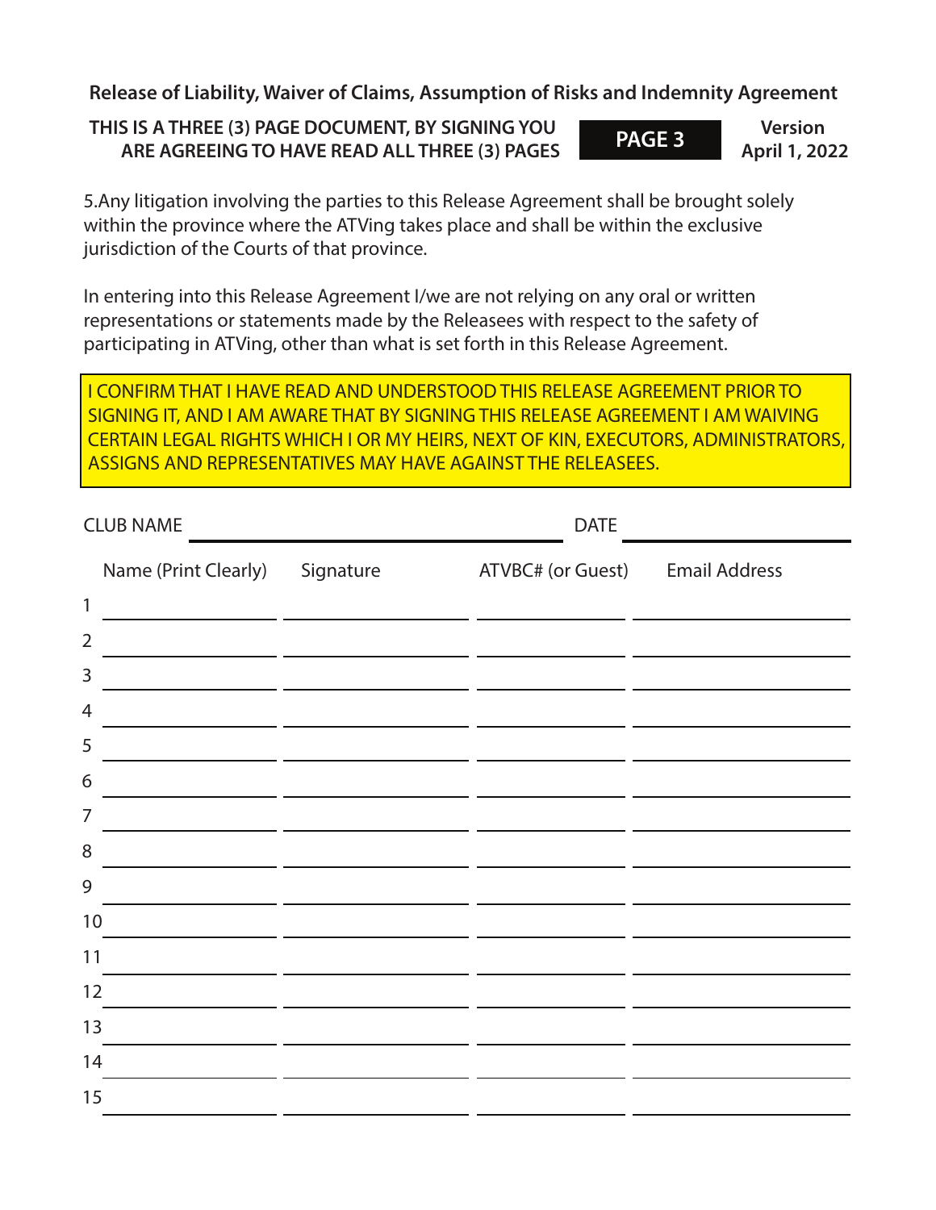**Release of Liability, Waiver of Claims, Assumption of Risks and Indemnity Agreement**

**THIS IS A THREE (3) PAGE DOCUMENT, BY SIGNING YOU ARE AGREEING TO HAVE READ ALL THREE (3) PAGES**

**PAGE 3**

**Version April 1, 2022**

5.Any litigation involving the parties to this Release Agreement shall be brought solely within the province where the ATVing takes place and shall be within the exclusive jurisdiction of the Courts of that province.

In entering into this Release Agreement I/we are not relying on any oral or written representations or statements made by the Releasees with respect to the safety of participating in ATVing, other than what is set forth in this Release Agreement.

I CONFIRM THAT I HAVE READ AND UNDERSTOOD THIS RELEASE AGREEMENT PRIOR TO SIGNING IT, AND I AM AWARE THAT BY SIGNING THIS RELEASE AGREEMENT I AM WAIVING CERTAIN LEGAL RIGHTS WHICH I OR MY HEIRS, NEXT OF KIN, EXECUTORS, ADMINISTRATORS, ASSIGNS AND REPRESENTATIVES MAY HAVE AGAINST THE RELEASEES.

CLUB NAME ______________________ DATE ______________

| | Name (Print Clearly) | Signature | ATVBC# (or Guest) | Email Address |
|---|---|---|---|---|
| 1 | | | | |
| 2 | | | | |
| 3 | | | | |
| 4 | | | | |
| 5 | | | | |
| 6 | | | | |
| 7 | | | | |
| 8 | | | | |
| 9 | | | | |
| 10 | | | | |
| 11 | | | | |
| 12 | | | | |
| 13 | | | | |
| 14 | | | | |
| 15 | | | | |